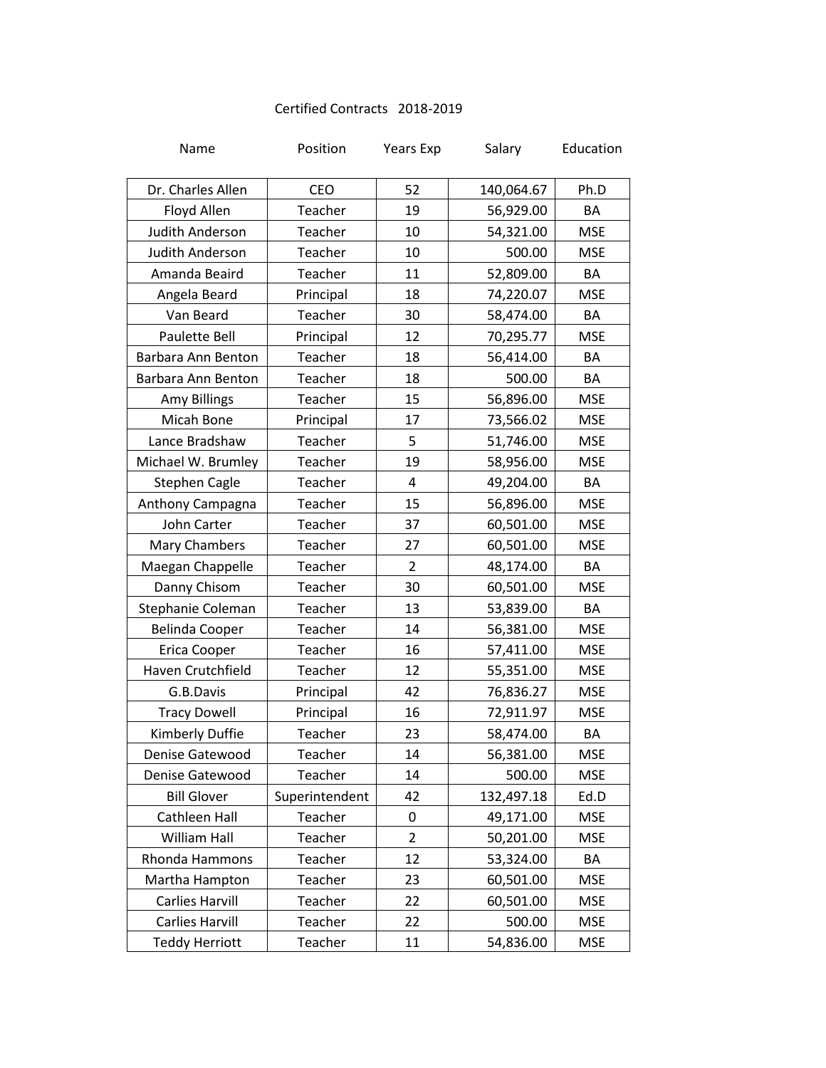# Certified Contracts 2018-2019

| Name | Position | Years Exp | Salary | Education |
|---|---|---|---|---|
| Dr. Charles Allen | CEO | 52 | 140,064.67 | Ph.D |
| Floyd Allen | Teacher | 19 | 56,929.00 | BA |
| Judith Anderson | Teacher | 10 | 54,321.00 | MSE |
| Judith Anderson | Teacher | 10 | 500.00 | MSE |
| Amanda Beaird | Teacher | 11 | 52,809.00 | BA |
| Angela Beard | Principal | 18 | 74,220.07 | MSE |
| Van Beard | Teacher | 30 | 58,474.00 | BA |
| Paulette Bell | Principal | 12 | 70,295.77 | MSE |
| Barbara Ann Benton | Teacher | 18 | 56,414.00 | BA |
| Barbara Ann Benton | Teacher | 18 | 500.00 | BA |
| Amy Billings | Teacher | 15 | 56,896.00 | MSE |
| Micah Bone | Principal | 17 | 73,566.02 | MSE |
| Lance Bradshaw | Teacher | 5 | 51,746.00 | MSE |
| Michael W. Brumley | Teacher | 19 | 58,956.00 | MSE |
| Stephen Cagle | Teacher | 4 | 49,204.00 | BA |
| Anthony Campagna | Teacher | 15 | 56,896.00 | MSE |
| John Carter | Teacher | 37 | 60,501.00 | MSE |
| Mary Chambers | Teacher | 27 | 60,501.00 | MSE |
| Maegan Chappelle | Teacher | 2 | 48,174.00 | BA |
| Danny Chisom | Teacher | 30 | 60,501.00 | MSE |
| Stephanie Coleman | Teacher | 13 | 53,839.00 | BA |
| Belinda Cooper | Teacher | 14 | 56,381.00 | MSE |
| Erica Cooper | Teacher | 16 | 57,411.00 | MSE |
| Haven Crutchfield | Teacher | 12 | 55,351.00 | MSE |
| G.B.Davis | Principal | 42 | 76,836.27 | MSE |
| Tracy Dowell | Principal | 16 | 72,911.97 | MSE |
| Kimberly Duffie | Teacher | 23 | 58,474.00 | BA |
| Denise Gatewood | Teacher | 14 | 56,381.00 | MSE |
| Denise Gatewood | Teacher | 14 | 500.00 | MSE |
| Bill Glover | Superintendent | 42 | 132,497.18 | Ed.D |
| Cathleen Hall | Teacher | 0 | 49,171.00 | MSE |
| William Hall | Teacher | 2 | 50,201.00 | MSE |
| Rhonda Hammons | Teacher | 12 | 53,324.00 | BA |
| Martha Hampton | Teacher | 23 | 60,501.00 | MSE |
| Carlies Harvill | Teacher | 22 | 60,501.00 | MSE |
| Carlies Harvill | Teacher | 22 | 500.00 | MSE |
| Teddy Herriott | Teacher | 11 | 54,836.00 | MSE |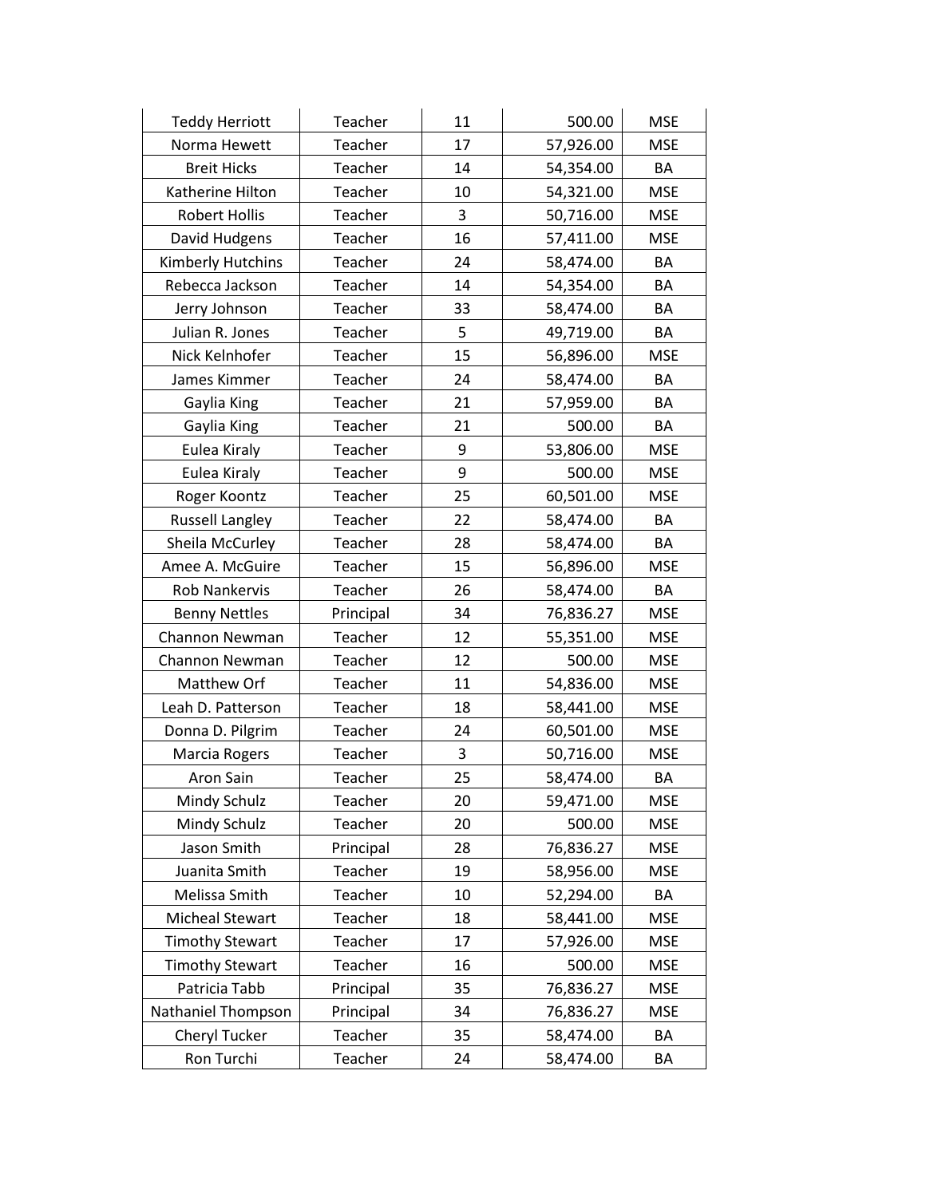| | | | | |
|---|---|---|---|---|
| Teddy Herriott | Teacher | 11 | 500.00 | MSE |
| Norma Hewett | Teacher | 17 | 57,926.00 | MSE |
| Breit Hicks | Teacher | 14 | 54,354.00 | BA |
| Katherine Hilton | Teacher | 10 | 54,321.00 | MSE |
| Robert Hollis | Teacher | 3 | 50,716.00 | MSE |
| David Hudgens | Teacher | 16 | 57,411.00 | MSE |
| Kimberly Hutchins | Teacher | 24 | 58,474.00 | BA |
| Rebecca Jackson | Teacher | 14 | 54,354.00 | BA |
| Jerry Johnson | Teacher | 33 | 58,474.00 | BA |
| Julian R. Jones | Teacher | 5 | 49,719.00 | BA |
| Nick Kelnhofer | Teacher | 15 | 56,896.00 | MSE |
| James Kimmer | Teacher | 24 | 58,474.00 | BA |
| Gaylia King | Teacher | 21 | 57,959.00 | BA |
| Gaylia King | Teacher | 21 | 500.00 | BA |
| Eulea Kiraly | Teacher | 9 | 53,806.00 | MSE |
| Eulea Kiraly | Teacher | 9 | 500.00 | MSE |
| Roger Koontz | Teacher | 25 | 60,501.00 | MSE |
| Russell Langley | Teacher | 22 | 58,474.00 | BA |
| Sheila McCurley | Teacher | 28 | 58,474.00 | BA |
| Amee A. McGuire | Teacher | 15 | 56,896.00 | MSE |
| Rob Nankervis | Teacher | 26 | 58,474.00 | BA |
| Benny Nettles | Principal | 34 | 76,836.27 | MSE |
| Channon Newman | Teacher | 12 | 55,351.00 | MSE |
| Channon Newman | Teacher | 12 | 500.00 | MSE |
| Matthew Orf | Teacher | 11 | 54,836.00 | MSE |
| Leah D. Patterson | Teacher | 18 | 58,441.00 | MSE |
| Donna D. Pilgrim | Teacher | 24 | 60,501.00 | MSE |
| Marcia Rogers | Teacher | 3 | 50,716.00 | MSE |
| Aron Sain | Teacher | 25 | 58,474.00 | BA |
| Mindy Schulz | Teacher | 20 | 59,471.00 | MSE |
| Mindy Schulz | Teacher | 20 | 500.00 | MSE |
| Jason Smith | Principal | 28 | 76,836.27 | MSE |
| Juanita Smith | Teacher | 19 | 58,956.00 | MSE |
| Melissa Smith | Teacher | 10 | 52,294.00 | BA |
| Micheal Stewart | Teacher | 18 | 58,441.00 | MSE |
| Timothy Stewart | Teacher | 17 | 57,926.00 | MSE |
| Timothy Stewart | Teacher | 16 | 500.00 | MSE |
| Patricia Tabb | Principal | 35 | 76,836.27 | MSE |
| Nathaniel Thompson | Principal | 34 | 76,836.27 | MSE |
| Cheryl Tucker | Teacher | 35 | 58,474.00 | BA |
| Ron Turchi | Teacher | 24 | 58,474.00 | BA |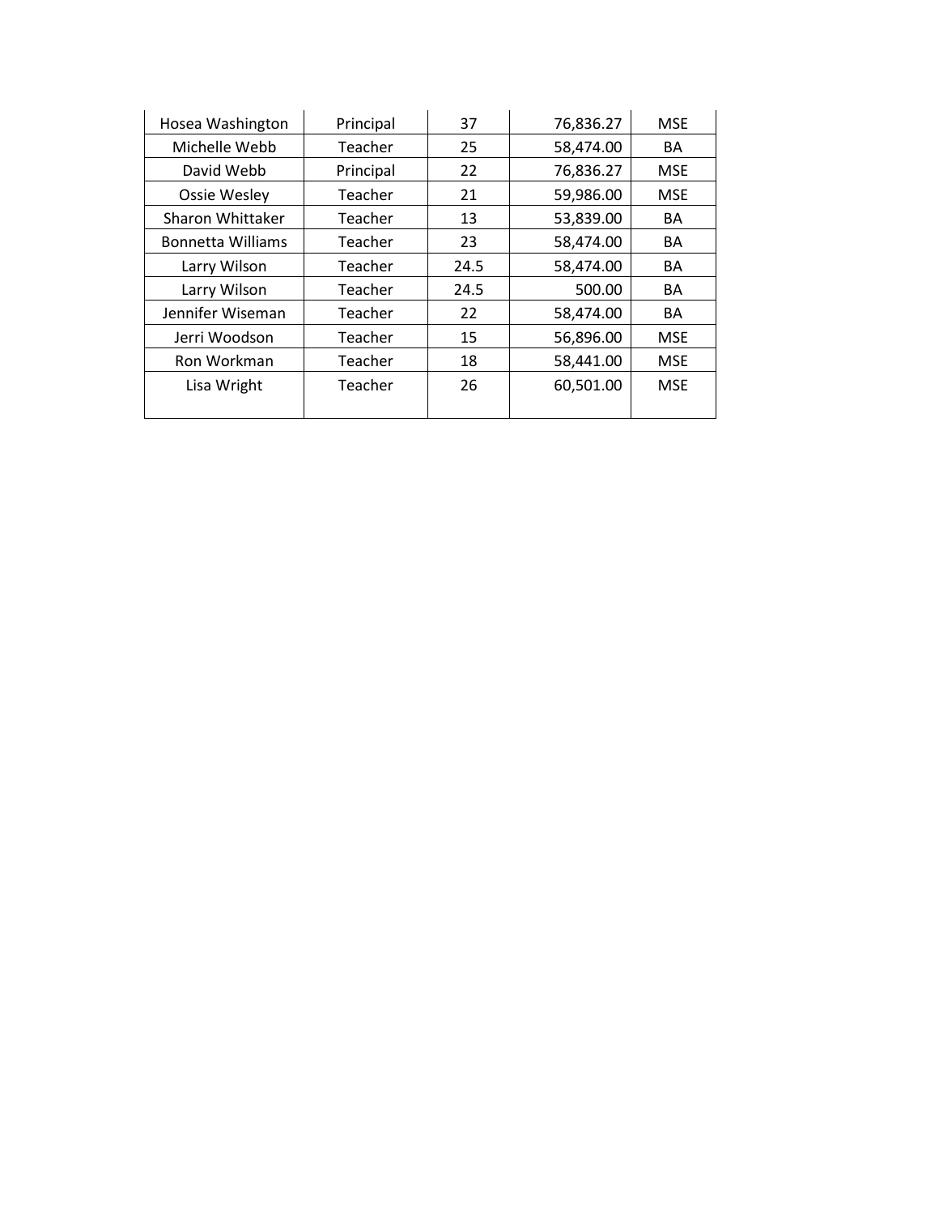| | | | | |
|---|---|---|---|---|
| Hosea Washington | Principal | 37 | 76,836.27 | MSE |
| Michelle Webb | Teacher | 25 | 58,474.00 | BA |
| David Webb | Principal | 22 | 76,836.27 | MSE |
| Ossie Wesley | Teacher | 21 | 59,986.00 | MSE |
| Sharon Whittaker | Teacher | 13 | 53,839.00 | BA |
| Bonnetta Williams | Teacher | 23 | 58,474.00 | BA |
| Larry Wilson | Teacher | 24.5 | 58,474.00 | BA |
| Larry Wilson | Teacher | 24.5 | 500.00 | BA |
| Jennifer Wiseman | Teacher | 22 | 58,474.00 | BA |
| Jerri Woodson | Teacher | 15 | 56,896.00 | MSE |
| Ron Workman | Teacher | 18 | 58,441.00 | MSE |
| Lisa Wright | Teacher | 26 | 60,501.00 | MSE |